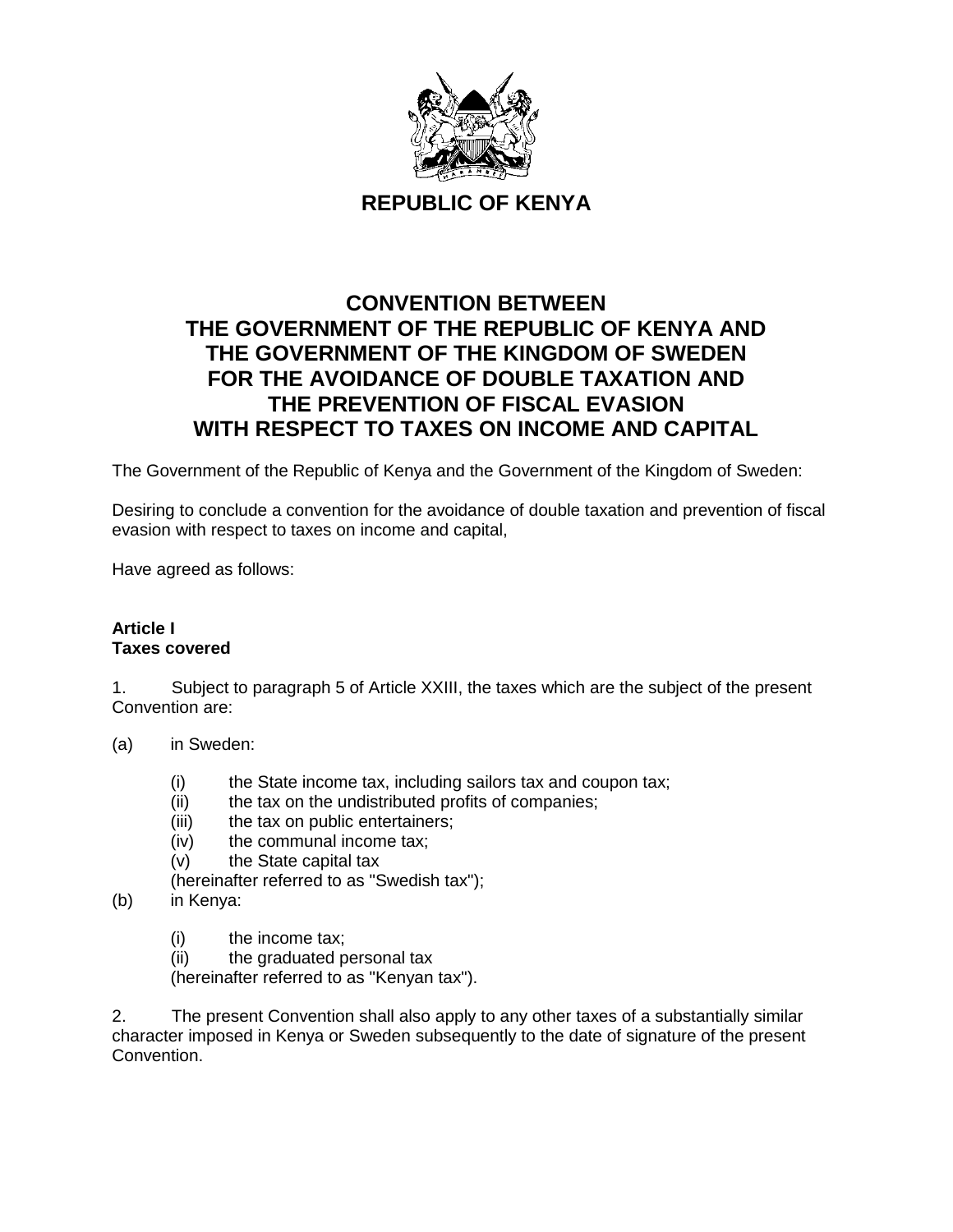# REPUBLIC OF KENYA

## CONVENTION BETWEEN THE GOVERNMENT OF THE REPUBLIC OF KENYA AND THE GOVERNMENT OF THE KINGDOM OF SWEDEN FOR THE AVOIDANCE OF DOUBLE TAXATION AND THE PREVENTION OF FISCAL EVASION WITH RESPECT TO TAXES ON INCOME AND CAPITAL

The Government of the Republic of Kenya and the Government of the Kingdom of Sweden:

Desiring to conclude a convention for the avoidance of double taxation and prevention of fiscal evasion with respect to taxes on income and capital,

Have agreed as follows:

### Article I
### Taxes covered

1. Subject to paragraph 5 of Article XXIII, the taxes which are the subject of the present Convention are:

(a) in Sweden:

   (i) the State income tax, including sailors tax and coupon tax;
   (ii) the tax on the undistributed profits of companies;
   (iii) the tax on public entertainers;
   (iv) the communal income tax;
   (v) the State capital tax

   (hereinafter referred to as "Swedish tax");

(b) in Kenya:

   (i) the income tax;
   (ii) the graduated personal tax

   (hereinafter referred to as "Kenyan tax").

2. The present Convention shall also apply to any other taxes of a substantially similar character imposed in Kenya or Sweden subsequently to the date of signature of the present Convention.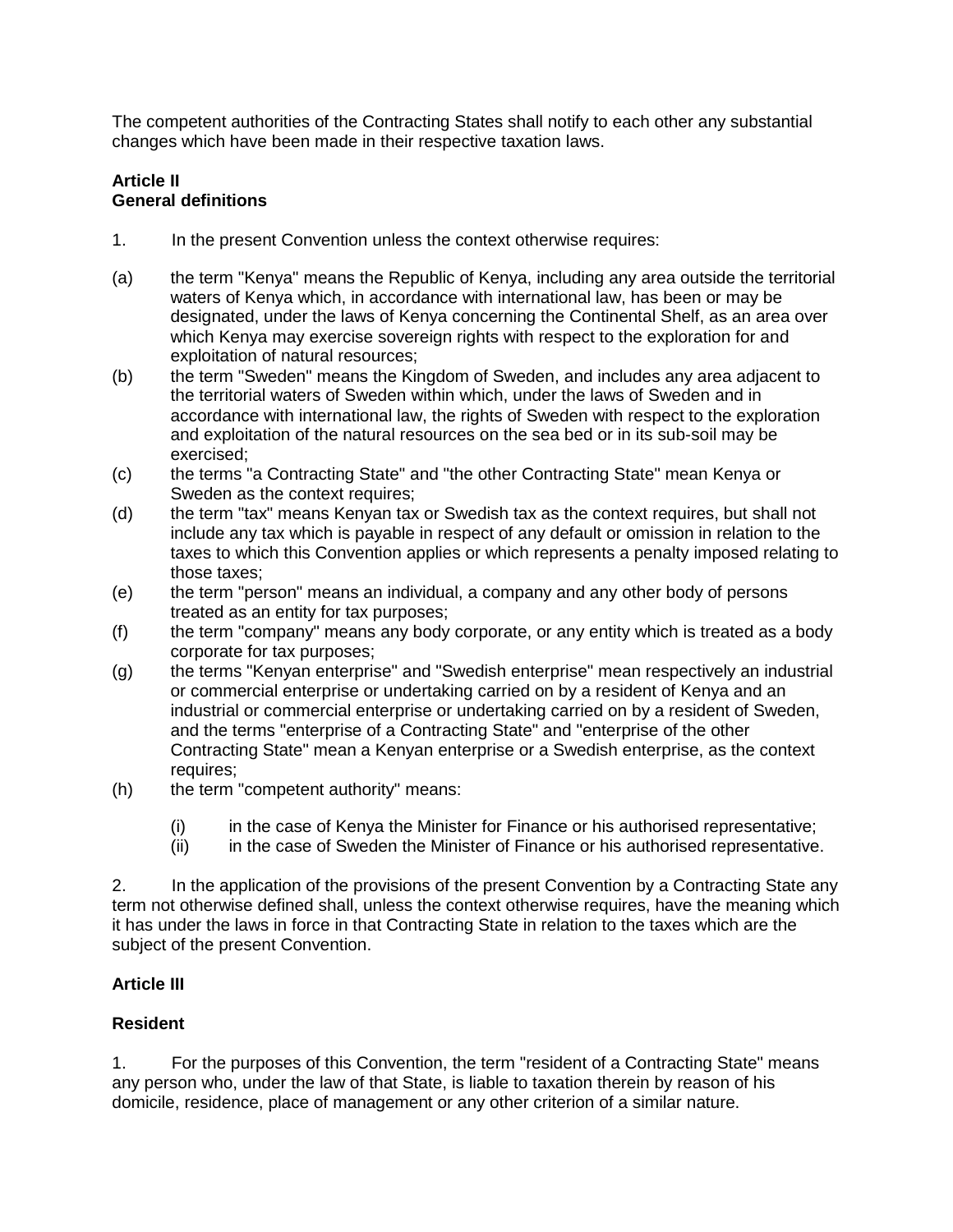The competent authorities of the Contracting States shall notify to each other any substantial changes which have been made in their respective taxation laws.

**Article II**
**General definitions**

1. In the present Convention unless the context otherwise requires:

(a) the term "Kenya" means the Republic of Kenya, including any area outside the territorial waters of Kenya which, in accordance with international law, has been or may be designated, under the laws of Kenya concerning the Continental Shelf, as an area over which Kenya may exercise sovereign rights with respect to the exploration for and exploitation of natural resources;

(b) the term "Sweden" means the Kingdom of Sweden, and includes any area adjacent to the territorial waters of Sweden within which, under the laws of Sweden and in accordance with international law, the rights of Sweden with respect to the exploration and exploitation of the natural resources on the sea bed or in its sub-soil may be exercised;

(c) the terms "a Contracting State" and "the other Contracting State" mean Kenya or Sweden as the context requires;

(d) the term "tax" means Kenyan tax or Swedish tax as the context requires, but shall not include any tax which is payable in respect of any default or omission in relation to the taxes to which this Convention applies or which represents a penalty imposed relating to those taxes;

(e) the term "person" means an individual, a company and any other body of persons treated as an entity for tax purposes;

(f) the term "company" means any body corporate, or any entity which is treated as a body corporate for tax purposes;

(g) the terms "Kenyan enterprise" and "Swedish enterprise" mean respectively an industrial or commercial enterprise or undertaking carried on by a resident of Kenya and an industrial or commercial enterprise or undertaking carried on by a resident of Sweden, and the terms "enterprise of a Contracting State" and "enterprise of the other Contracting State" mean a Kenyan enterprise or a Swedish enterprise, as the context requires;

(h) the term "competent authority" means:

   (i) in the case of Kenya the Minister for Finance or his authorised representative;

   (ii) in the case of Sweden the Minister of Finance or his authorised representative.

2. In the application of the provisions of the present Convention by a Contracting State any term not otherwise defined shall, unless the context otherwise requires, have the meaning which it has under the laws in force in that Contracting State in relation to the taxes which are the subject of the present Convention.

**Article III**

**Resident**

1. For the purposes of this Convention, the term "resident of a Contracting State" means any person who, under the law of that State, is liable to taxation therein by reason of his domicile, residence, place of management or any other criterion of a similar nature.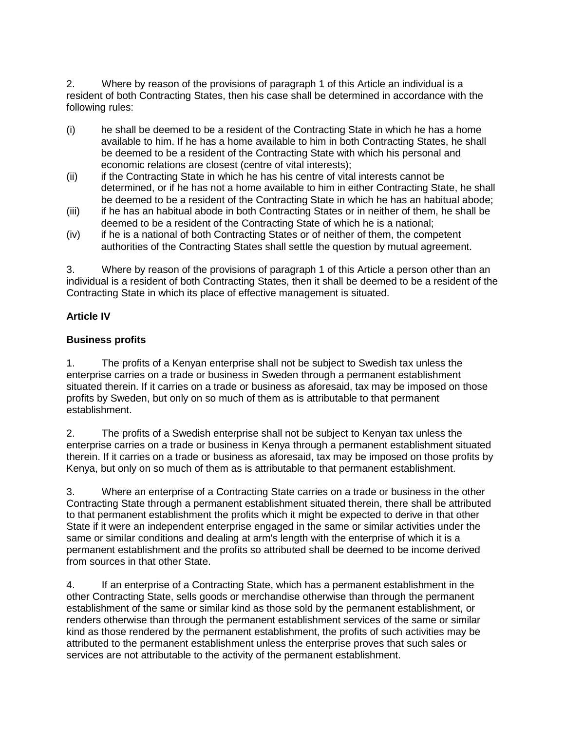2. Where by reason of the provisions of paragraph 1 of this Article an individual is a resident of both Contracting States, then his case shall be determined in accordance with the following rules:

(i) he shall be deemed to be a resident of the Contracting State in which he has a home available to him. If he has a home available to him in both Contracting States, he shall be deemed to be a resident of the Contracting State with which his personal and economic relations are closest (centre of vital interests);

(ii) if the Contracting State in which he has his centre of vital interests cannot be determined, or if he has not a home available to him in either Contracting State, he shall be deemed to be a resident of the Contracting State in which he has an habitual abode;

(iii) if he has an habitual abode in both Contracting States or in neither of them, he shall be deemed to be a resident of the Contracting State of which he is a national;

(iv) if he is a national of both Contracting States or of neither of them, the competent authorities of the Contracting States shall settle the question by mutual agreement.

3. Where by reason of the provisions of paragraph 1 of this Article a person other than an individual is a resident of both Contracting States, then it shall be deemed to be a resident of the Contracting State in which its place of effective management is situated.

**Article IV**

**Business profits**

1. The profits of a Kenyan enterprise shall not be subject to Swedish tax unless the enterprise carries on a trade or business in Sweden through a permanent establishment situated therein. If it carries on a trade or business as aforesaid, tax may be imposed on those profits by Sweden, but only on so much of them as is attributable to that permanent establishment.

2. The profits of a Swedish enterprise shall not be subject to Kenyan tax unless the enterprise carries on a trade or business in Kenya through a permanent establishment situated therein. If it carries on a trade or business as aforesaid, tax may be imposed on those profits by Kenya, but only on so much of them as is attributable to that permanent establishment.

3. Where an enterprise of a Contracting State carries on a trade or business in the other Contracting State through a permanent establishment situated therein, there shall be attributed to that permanent establishment the profits which it might be expected to derive in that other State if it were an independent enterprise engaged in the same or similar activities under the same or similar conditions and dealing at arm's length with the enterprise of which it is a permanent establishment and the profits so attributed shall be deemed to be income derived from sources in that other State.

4. If an enterprise of a Contracting State, which has a permanent establishment in the other Contracting State, sells goods or merchandise otherwise than through the permanent establishment of the same or similar kind as those sold by the permanent establishment, or renders otherwise than through the permanent establishment services of the same or similar kind as those rendered by the permanent establishment, the profits of such activities may be attributed to the permanent establishment unless the enterprise proves that such sales or services are not attributable to the activity of the permanent establishment.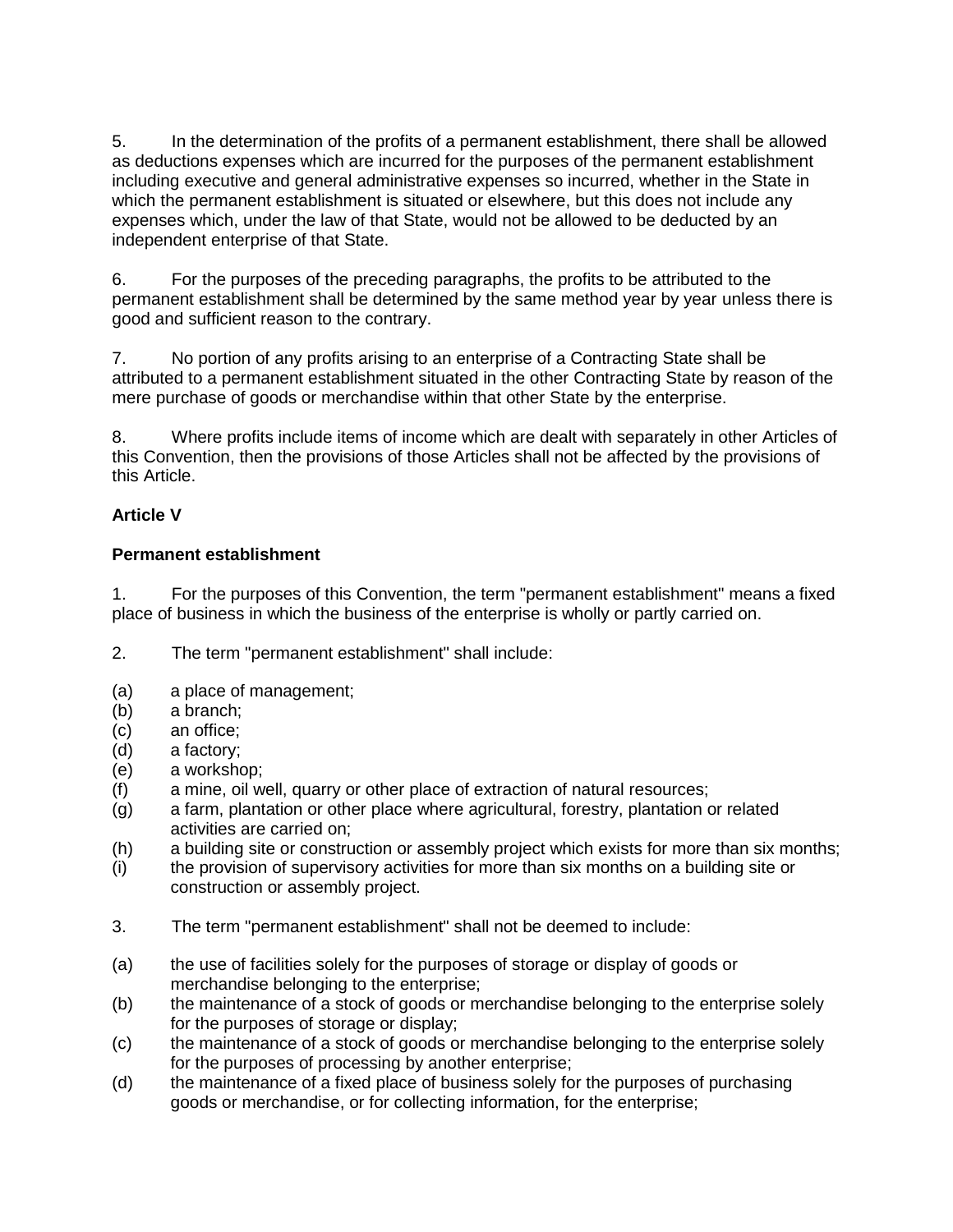5. In the determination of the profits of a permanent establishment, there shall be allowed as deductions expenses which are incurred for the purposes of the permanent establishment including executive and general administrative expenses so incurred, whether in the State in which the permanent establishment is situated or elsewhere, but this does not include any expenses which, under the law of that State, would not be allowed to be deducted by an independent enterprise of that State.

6. For the purposes of the preceding paragraphs, the profits to be attributed to the permanent establishment shall be determined by the same method year by year unless there is good and sufficient reason to the contrary.

7. No portion of any profits arising to an enterprise of a Contracting State shall be attributed to a permanent establishment situated in the other Contracting State by reason of the mere purchase of goods or merchandise within that other State by the enterprise.

8. Where profits include items of income which are dealt with separately in other Articles of this Convention, then the provisions of those Articles shall not be affected by the provisions of this Article.

**Article V**

**Permanent establishment**

1. For the purposes of this Convention, the term "permanent establishment" means a fixed place of business in which the business of the enterprise is wholly or partly carried on.

2. The term "permanent establishment" shall include:

(a) a place of management;
(b) a branch;
(c) an office;
(d) a factory;
(e) a workshop;
(f) a mine, oil well, quarry or other place of extraction of natural resources;
(g) a farm, plantation or other place where agricultural, forestry, plantation or related activities are carried on;
(h) a building site or construction or assembly project which exists for more than six months;
(i) the provision of supervisory activities for more than six months on a building site or construction or assembly project.

3. The term "permanent establishment" shall not be deemed to include:

(a) the use of facilities solely for the purposes of storage or display of goods or merchandise belonging to the enterprise;
(b) the maintenance of a stock of goods or merchandise belonging to the enterprise solely for the purposes of storage or display;
(c) the maintenance of a stock of goods or merchandise belonging to the enterprise solely for the purposes of processing by another enterprise;
(d) the maintenance of a fixed place of business solely for the purposes of purchasing goods or merchandise, or for collecting information, for the enterprise;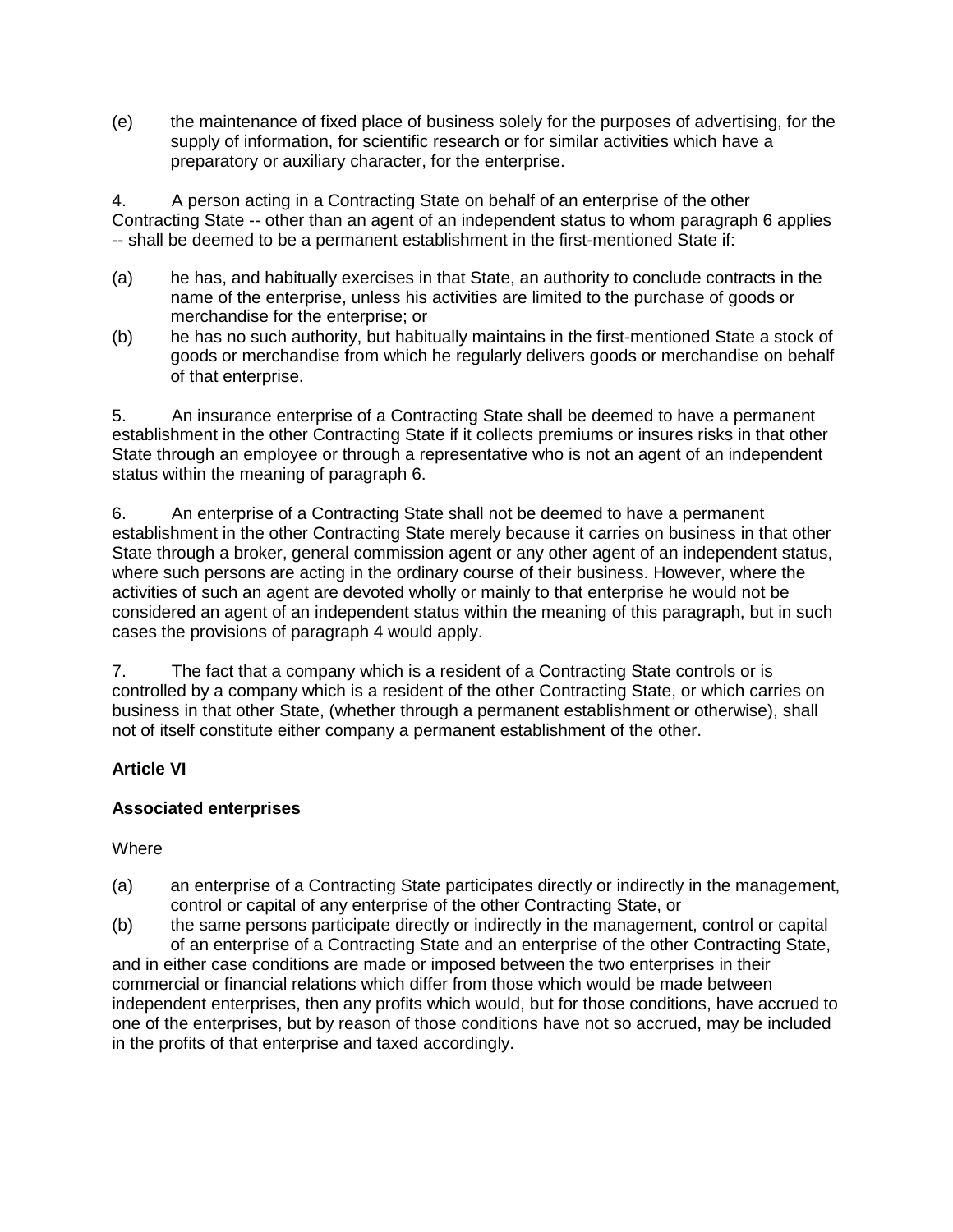(e) the maintenance of fixed place of business solely for the purposes of advertising, for the supply of information, for scientific research or for similar activities which have a preparatory or auxiliary character, for the enterprise.

4. A person acting in a Contracting State on behalf of an enterprise of the other Contracting State -- other than an agent of an independent status to whom paragraph 6 applies -- shall be deemed to be a permanent establishment in the first-mentioned State if:

(a) he has, and habitually exercises in that State, an authority to conclude contracts in the name of the enterprise, unless his activities are limited to the purchase of goods or merchandise for the enterprise; or

(b) he has no such authority, but habitually maintains in the first-mentioned State a stock of goods or merchandise from which he regularly delivers goods or merchandise on behalf of that enterprise.

5. An insurance enterprise of a Contracting State shall be deemed to have a permanent establishment in the other Contracting State if it collects premiums or insures risks in that other State through an employee or through a representative who is not an agent of an independent status within the meaning of paragraph 6.

6. An enterprise of a Contracting State shall not be deemed to have a permanent establishment in the other Contracting State merely because it carries on business in that other State through a broker, general commission agent or any other agent of an independent status, where such persons are acting in the ordinary course of their business. However, where the activities of such an agent are devoted wholly or mainly to that enterprise he would not be considered an agent of an independent status within the meaning of this paragraph, but in such cases the provisions of paragraph 4 would apply.

7. The fact that a company which is a resident of a Contracting State controls or is controlled by a company which is a resident of the other Contracting State, or which carries on business in that other State, (whether through a permanent establishment or otherwise), shall not of itself constitute either company a permanent establishment of the other.

**Article VI**

**Associated enterprises**

Where

(a) an enterprise of a Contracting State participates directly or indirectly in the management, control or capital of any enterprise of the other Contracting State, or

(b) the same persons participate directly or indirectly in the management, control or capital of an enterprise of a Contracting State and an enterprise of the other Contracting State,

and in either case conditions are made or imposed between the two enterprises in their commercial or financial relations which differ from those which would be made between independent enterprises, then any profits which would, but for those conditions, have accrued to one of the enterprises, but by reason of those conditions have not so accrued, may be included in the profits of that enterprise and taxed accordingly.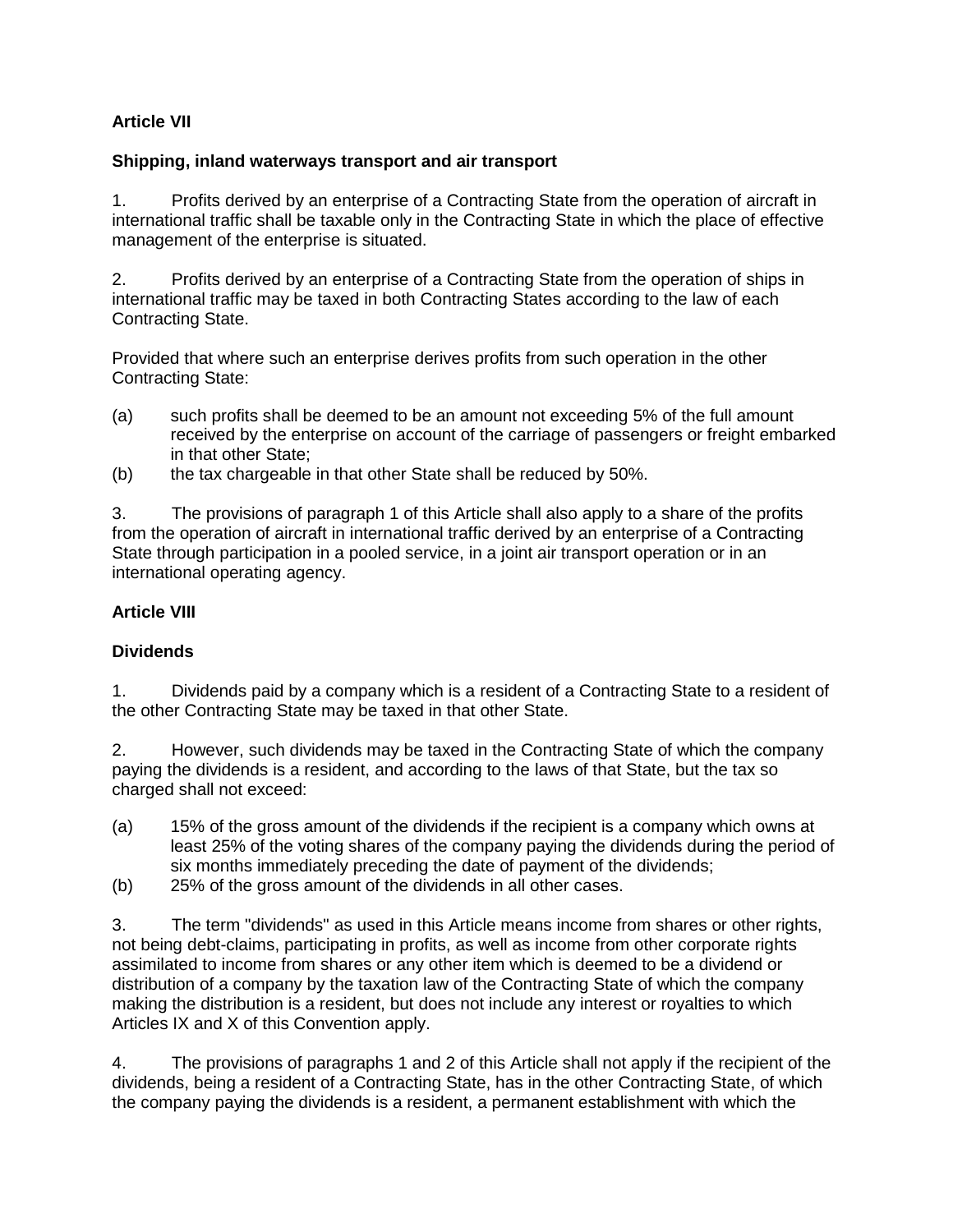**Article VII**

**Shipping, inland waterways transport and air transport**

1. Profits derived by an enterprise of a Contracting State from the operation of aircraft in international traffic shall be taxable only in the Contracting State in which the place of effective management of the enterprise is situated.

2. Profits derived by an enterprise of a Contracting State from the operation of ships in international traffic may be taxed in both Contracting States according to the law of each Contracting State.

Provided that where such an enterprise derives profits from such operation in the other Contracting State:

(a) such profits shall be deemed to be an amount not exceeding 5% of the full amount received by the enterprise on account of the carriage of passengers or freight embarked in that other State;

(b) the tax chargeable in that other State shall be reduced by 50%.

3. The provisions of paragraph 1 of this Article shall also apply to a share of the profits from the operation of aircraft in international traffic derived by an enterprise of a Contracting State through participation in a pooled service, in a joint air transport operation or in an international operating agency.

**Article VIII**

**Dividends**

1. Dividends paid by a company which is a resident of a Contracting State to a resident of the other Contracting State may be taxed in that other State.

2. However, such dividends may be taxed in the Contracting State of which the company paying the dividends is a resident, and according to the laws of that State, but the tax so charged shall not exceed:

(a) 15% of the gross amount of the dividends if the recipient is a company which owns at least 25% of the voting shares of the company paying the dividends during the period of six months immediately preceding the date of payment of the dividends;

(b) 25% of the gross amount of the dividends in all other cases.

3. The term "dividends" as used in this Article means income from shares or other rights, not being debt-claims, participating in profits, as well as income from other corporate rights assimilated to income from shares or any other item which is deemed to be a dividend or distribution of a company by the taxation law of the Contracting State of which the company making the distribution is a resident, but does not include any interest or royalties to which Articles IX and X of this Convention apply.

4. The provisions of paragraphs 1 and 2 of this Article shall not apply if the recipient of the dividends, being a resident of a Contracting State, has in the other Contracting State, of which the company paying the dividends is a resident, a permanent establishment with which the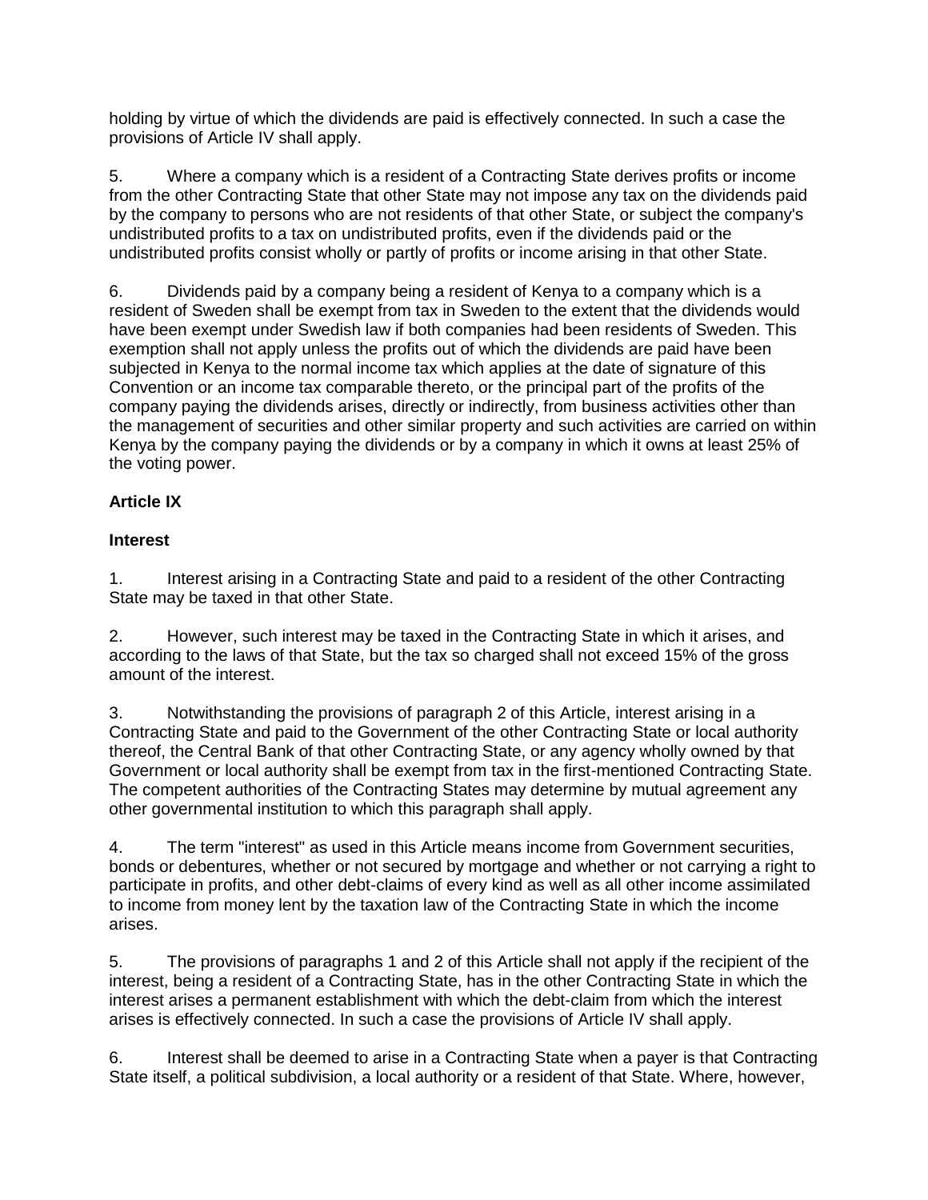holding by virtue of which the dividends are paid is effectively connected. In such a case the provisions of Article IV shall apply.

5. Where a company which is a resident of a Contracting State derives profits or income from the other Contracting State that other State may not impose any tax on the dividends paid by the company to persons who are not residents of that other State, or subject the company's undistributed profits to a tax on undistributed profits, even if the dividends paid or the undistributed profits consist wholly or partly of profits or income arising in that other State.

6. Dividends paid by a company being a resident of Kenya to a company which is a resident of Sweden shall be exempt from tax in Sweden to the extent that the dividends would have been exempt under Swedish law if both companies had been residents of Sweden. This exemption shall not apply unless the profits out of which the dividends are paid have been subjected in Kenya to the normal income tax which applies at the date of signature of this Convention or an income tax comparable thereto, or the principal part of the profits of the company paying the dividends arises, directly or indirectly, from business activities other than the management of securities and other similar property and such activities are carried on within Kenya by the company paying the dividends or by a company in which it owns at least 25% of the voting power.

**Article IX**

**Interest**

1. Interest arising in a Contracting State and paid to a resident of the other Contracting State may be taxed in that other State.

2. However, such interest may be taxed in the Contracting State in which it arises, and according to the laws of that State, but the tax so charged shall not exceed 15% of the gross amount of the interest.

3. Notwithstanding the provisions of paragraph 2 of this Article, interest arising in a Contracting State and paid to the Government of the other Contracting State or local authority thereof, the Central Bank of that other Contracting State, or any agency wholly owned by that Government or local authority shall be exempt from tax in the first-mentioned Contracting State. The competent authorities of the Contracting States may determine by mutual agreement any other governmental institution to which this paragraph shall apply.

4. The term "interest" as used in this Article means income from Government securities, bonds or debentures, whether or not secured by mortgage and whether or not carrying a right to participate in profits, and other debt-claims of every kind as well as all other income assimilated to income from money lent by the taxation law of the Contracting State in which the income arises.

5. The provisions of paragraphs 1 and 2 of this Article shall not apply if the recipient of the interest, being a resident of a Contracting State, has in the other Contracting State in which the interest arises a permanent establishment with which the debt-claim from which the interest arises is effectively connected. In such a case the provisions of Article IV shall apply.

6. Interest shall be deemed to arise in a Contracting State when a payer is that Contracting State itself, a political subdivision, a local authority or a resident of that State. Where, however,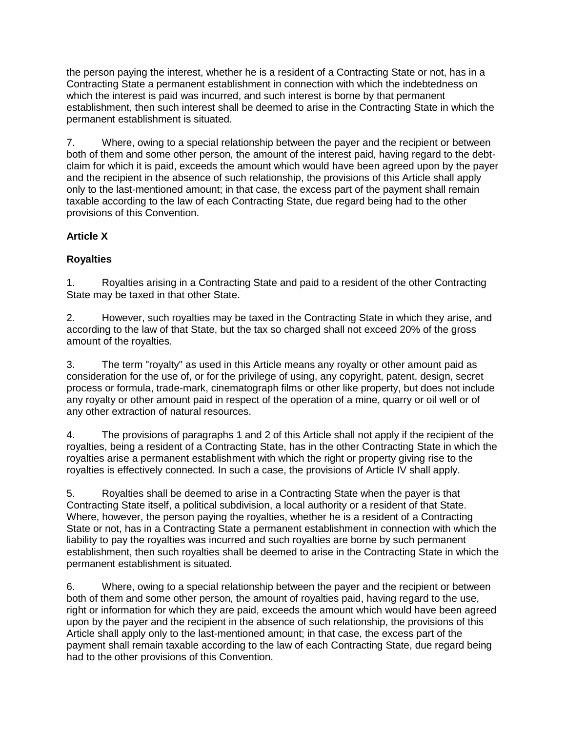the person paying the interest, whether he is a resident of a Contracting State or not, has in a Contracting State a permanent establishment in connection with which the indebtedness on which the interest is paid was incurred, and such interest is borne by that permanent establishment, then such interest shall be deemed to arise in the Contracting State in which the permanent establishment is situated.

7. Where, owing to a special relationship between the payer and the recipient or between both of them and some other person, the amount of the interest paid, having regard to the debt-claim for which it is paid, exceeds the amount which would have been agreed upon by the payer and the recipient in the absence of such relationship, the provisions of this Article shall apply only to the last-mentioned amount; in that case, the excess part of the payment shall remain taxable according to the law of each Contracting State, due regard being had to the other provisions of this Convention.

**Article X**

**Royalties**

1. Royalties arising in a Contracting State and paid to a resident of the other Contracting State may be taxed in that other State.

2. However, such royalties may be taxed in the Contracting State in which they arise, and according to the law of that State, but the tax so charged shall not exceed 20% of the gross amount of the royalties.

3. The term "royalty" as used in this Article means any royalty or other amount paid as consideration for the use of, or for the privilege of using, any copyright, patent, design, secret process or formula, trade-mark, cinematograph films or other like property, but does not include any royalty or other amount paid in respect of the operation of a mine, quarry or oil well or of any other extraction of natural resources.

4. The provisions of paragraphs 1 and 2 of this Article shall not apply if the recipient of the royalties, being a resident of a Contracting State, has in the other Contracting State in which the royalties arise a permanent establishment with which the right or property giving rise to the royalties is effectively connected. In such a case, the provisions of Article IV shall apply.

5. Royalties shall be deemed to arise in a Contracting State when the payer is that Contracting State itself, a political subdivision, a local authority or a resident of that State. Where, however, the person paying the royalties, whether he is a resident of a Contracting State or not, has in a Contracting State a permanent establishment in connection with which the liability to pay the royalties was incurred and such royalties are borne by such permanent establishment, then such royalties shall be deemed to arise in the Contracting State in which the permanent establishment is situated.

6. Where, owing to a special relationship between the payer and the recipient or between both of them and some other person, the amount of royalties paid, having regard to the use, right or information for which they are paid, exceeds the amount which would have been agreed upon by the payer and the recipient in the absence of such relationship, the provisions of this Article shall apply only to the last-mentioned amount; in that case, the excess part of the payment shall remain taxable according to the law of each Contracting State, due regard being had to the other provisions of this Convention.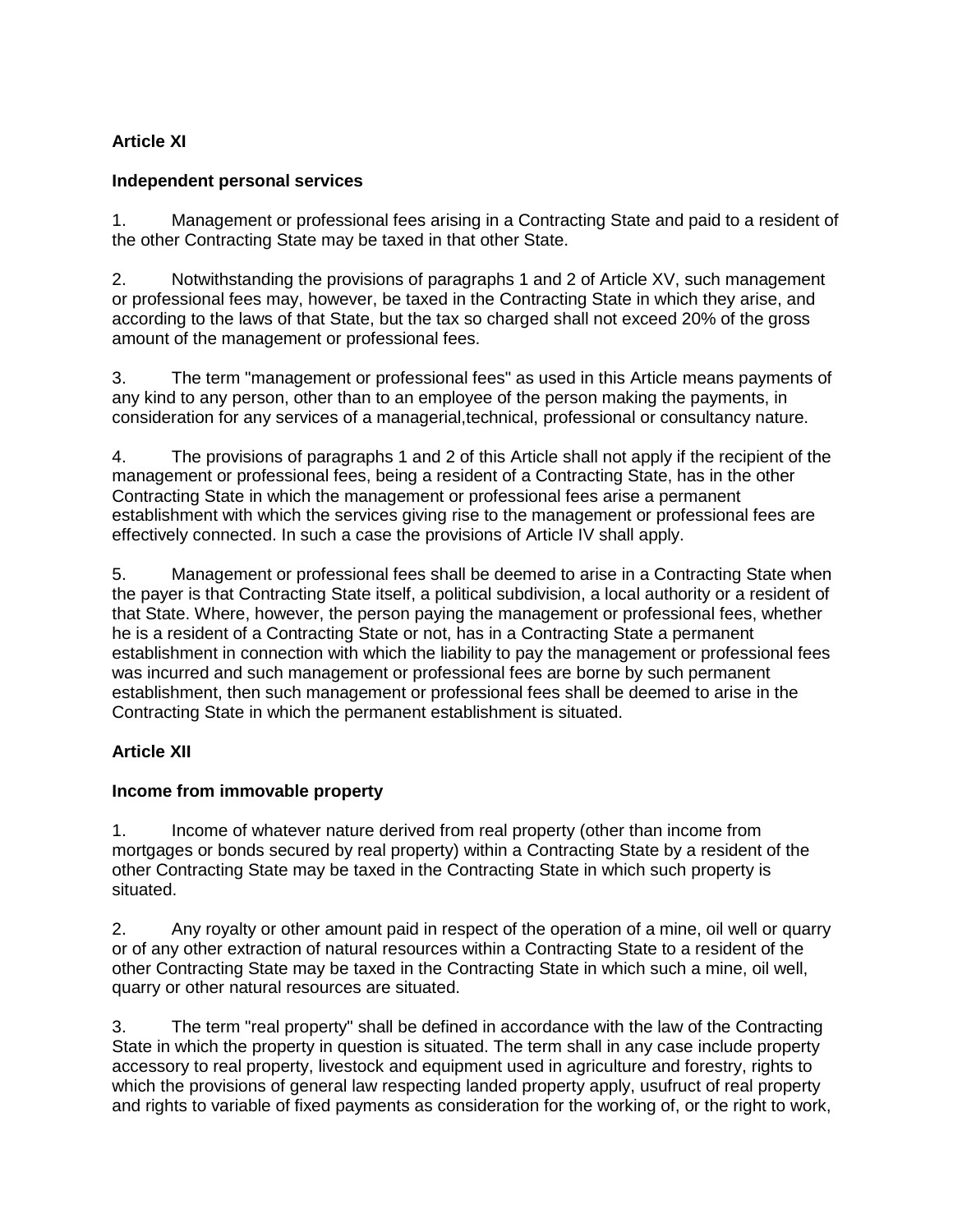**Article XI**

**Independent personal services**

1. Management or professional fees arising in a Contracting State and paid to a resident of the other Contracting State may be taxed in that other State.

2. Notwithstanding the provisions of paragraphs 1 and 2 of Article XV, such management or professional fees may, however, be taxed in the Contracting State in which they arise, and according to the laws of that State, but the tax so charged shall not exceed 20% of the gross amount of the management or professional fees.

3. The term "management or professional fees" as used in this Article means payments of any kind to any person, other than to an employee of the person making the payments, in consideration for any services of a managerial,technical, professional or consultancy nature.

4. The provisions of paragraphs 1 and 2 of this Article shall not apply if the recipient of the management or professional fees, being a resident of a Contracting State, has in the other Contracting State in which the management or professional fees arise a permanent establishment with which the services giving rise to the management or professional fees are effectively connected. In such a case the provisions of Article IV shall apply.

5. Management or professional fees shall be deemed to arise in a Contracting State when the payer is that Contracting State itself, a political subdivision, a local authority or a resident of that State. Where, however, the person paying the management or professional fees, whether he is a resident of a Contracting State or not, has in a Contracting State a permanent establishment in connection with which the liability to pay the management or professional fees was incurred and such management or professional fees are borne by such permanent establishment, then such management or professional fees shall be deemed to arise in the Contracting State in which the permanent establishment is situated.

**Article XII**

**Income from immovable property**

1. Income of whatever nature derived from real property (other than income from mortgages or bonds secured by real property) within a Contracting State by a resident of the other Contracting State may be taxed in the Contracting State in which such property is situated.

2. Any royalty or other amount paid in respect of the operation of a mine, oil well or quarry or of any other extraction of natural resources within a Contracting State to a resident of the other Contracting State may be taxed in the Contracting State in which such a mine, oil well, quarry or other natural resources are situated.

3. The term "real property" shall be defined in accordance with the law of the Contracting State in which the property in question is situated. The term shall in any case include property accessory to real property, livestock and equipment used in agriculture and forestry, rights to which the provisions of general law respecting landed property apply, usufruct of real property and rights to variable of fixed payments as consideration for the working of, or the right to work,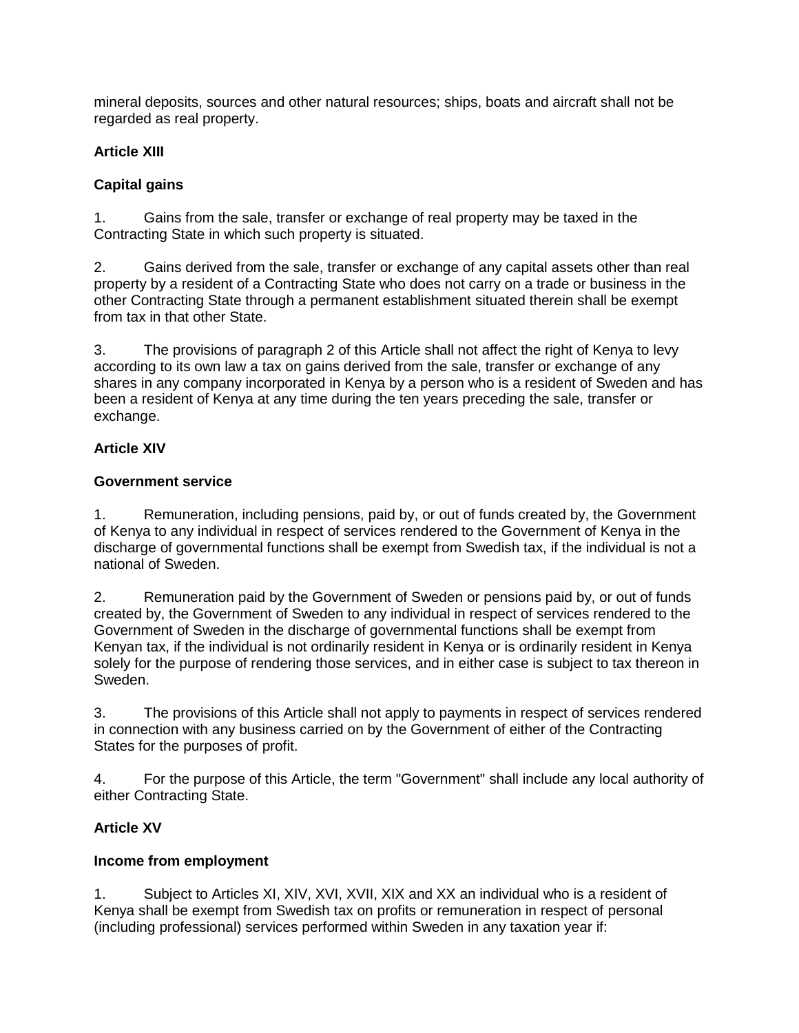mineral deposits, sources and other natural resources; ships, boats and aircraft shall not be regarded as real property.

**Article XIII**

**Capital gains**

1. Gains from the sale, transfer or exchange of real property may be taxed in the Contracting State in which such property is situated.

2. Gains derived from the sale, transfer or exchange of any capital assets other than real property by a resident of a Contracting State who does not carry on a trade or business in the other Contracting State through a permanent establishment situated therein shall be exempt from tax in that other State.

3. The provisions of paragraph 2 of this Article shall not affect the right of Kenya to levy according to its own law a tax on gains derived from the sale, transfer or exchange of any shares in any company incorporated in Kenya by a person who is a resident of Sweden and has been a resident of Kenya at any time during the ten years preceding the sale, transfer or exchange.

**Article XIV**

**Government service**

1. Remuneration, including pensions, paid by, or out of funds created by, the Government of Kenya to any individual in respect of services rendered to the Government of Kenya in the discharge of governmental functions shall be exempt from Swedish tax, if the individual is not a national of Sweden.

2. Remuneration paid by the Government of Sweden or pensions paid by, or out of funds created by, the Government of Sweden to any individual in respect of services rendered to the Government of Sweden in the discharge of governmental functions shall be exempt from Kenyan tax, if the individual is not ordinarily resident in Kenya or is ordinarily resident in Kenya solely for the purpose of rendering those services, and in either case is subject to tax thereon in Sweden.

3. The provisions of this Article shall not apply to payments in respect of services rendered in connection with any business carried on by the Government of either of the Contracting States for the purposes of profit.

4. For the purpose of this Article, the term "Government" shall include any local authority of either Contracting State.

**Article XV**

**Income from employment**

1. Subject to Articles XI, XIV, XVI, XVII, XIX and XX an individual who is a resident of Kenya shall be exempt from Swedish tax on profits or remuneration in respect of personal (including professional) services performed within Sweden in any taxation year if: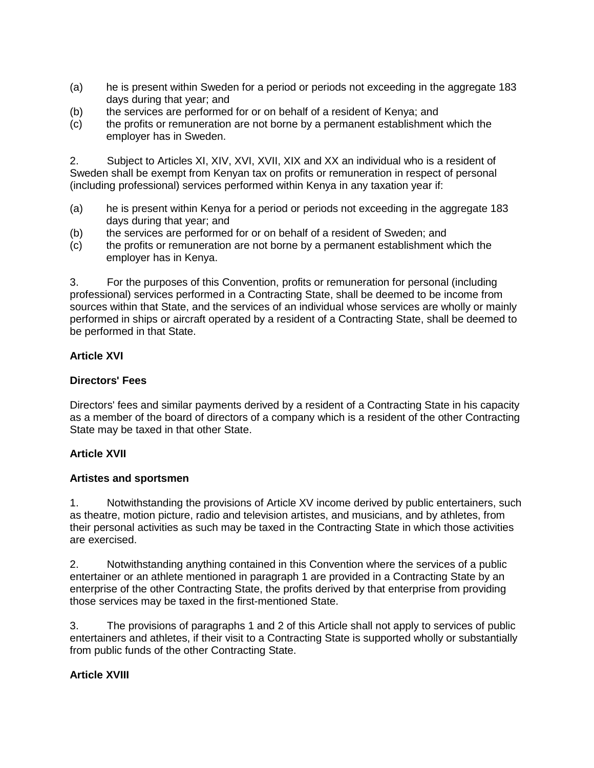(a) he is present within Sweden for a period or periods not exceeding in the aggregate 183 days during that year; and
(b) the services are performed for or on behalf of a resident of Kenya; and
(c) the profits or remuneration are not borne by a permanent establishment which the employer has in Sweden.

2. Subject to Articles XI, XIV, XVI, XVII, XIX and XX an individual who is a resident of Sweden shall be exempt from Kenyan tax on profits or remuneration in respect of personal (including professional) services performed within Kenya in any taxation year if:

(a) he is present within Kenya for a period or periods not exceeding in the aggregate 183 days during that year; and
(b) the services are performed for or on behalf of a resident of Sweden; and
(c) the profits or remuneration are not borne by a permanent establishment which the employer has in Kenya.

3. For the purposes of this Convention, profits or remuneration for personal (including professional) services performed in a Contracting State, shall be deemed to be income from sources within that State, and the services of an individual whose services are wholly or mainly performed in ships or aircraft operated by a resident of a Contracting State, shall be deemed to be performed in that State.

**Article XVI**

**Directors' Fees**

Directors' fees and similar payments derived by a resident of a Contracting State in his capacity as a member of the board of directors of a company which is a resident of the other Contracting State may be taxed in that other State.

**Article XVII**

**Artistes and sportsmen**

1. Notwithstanding the provisions of Article XV income derived by public entertainers, such as theatre, motion picture, radio and television artistes, and musicians, and by athletes, from their personal activities as such may be taxed in the Contracting State in which those activities are exercised.

2. Notwithstanding anything contained in this Convention where the services of a public entertainer or an athlete mentioned in paragraph 1 are provided in a Contracting State by an enterprise of the other Contracting State, the profits derived by that enterprise from providing those services may be taxed in the first-mentioned State.

3. The provisions of paragraphs 1 and 2 of this Article shall not apply to services of public entertainers and athletes, if their visit to a Contracting State is supported wholly or substantially from public funds of the other Contracting State.

**Article XVIII**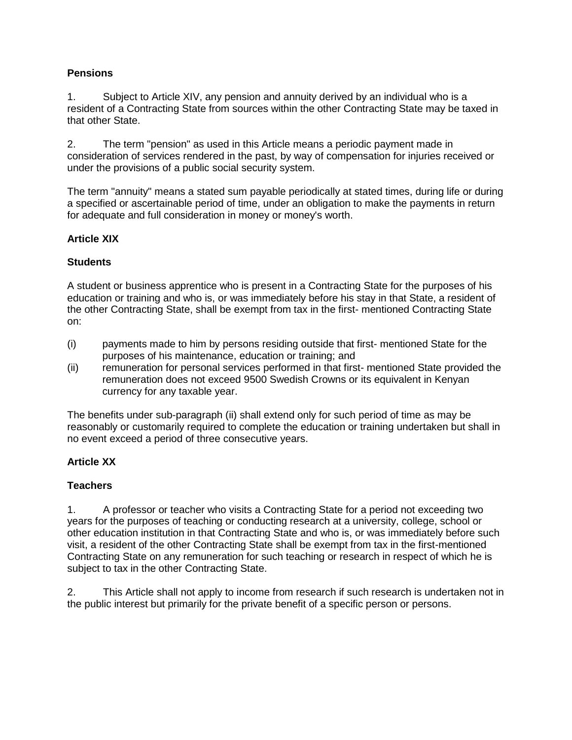**Pensions**

1. Subject to Article XIV, any pension and annuity derived by an individual who is a resident of a Contracting State from sources within the other Contracting State may be taxed in that other State.

2. The term "pension" as used in this Article means a periodic payment made in consideration of services rendered in the past, by way of compensation for injuries received or under the provisions of a public social security system.

The term "annuity" means a stated sum payable periodically at stated times, during life or during a specified or ascertainable period of time, under an obligation to make the payments in return for adequate and full consideration in money or money's worth.

**Article XIX**

**Students**

A student or business apprentice who is present in a Contracting State for the purposes of his education or training and who is, or was immediately before his stay in that State, a resident of the other Contracting State, shall be exempt from tax in the first- mentioned Contracting State on:

(i) payments made to him by persons residing outside that first- mentioned State for the purposes of his maintenance, education or training; and

(ii) remuneration for personal services performed in that first- mentioned State provided the remuneration does not exceed 9500 Swedish Crowns or its equivalent in Kenyan currency for any taxable year.

The benefits under sub-paragraph (ii) shall extend only for such period of time as may be reasonably or customarily required to complete the education or training undertaken but shall in no event exceed a period of three consecutive years.

**Article XX**

**Teachers**

1. A professor or teacher who visits a Contracting State for a period not exceeding two years for the purposes of teaching or conducting research at a university, college, school or other education institution in that Contracting State and who is, or was immediately before such visit, a resident of the other Contracting State shall be exempt from tax in the first-mentioned Contracting State on any remuneration for such teaching or research in respect of which he is subject to tax in the other Contracting State.

2. This Article shall not apply to income from research if such research is undertaken not in the public interest but primarily for the private benefit of a specific person or persons.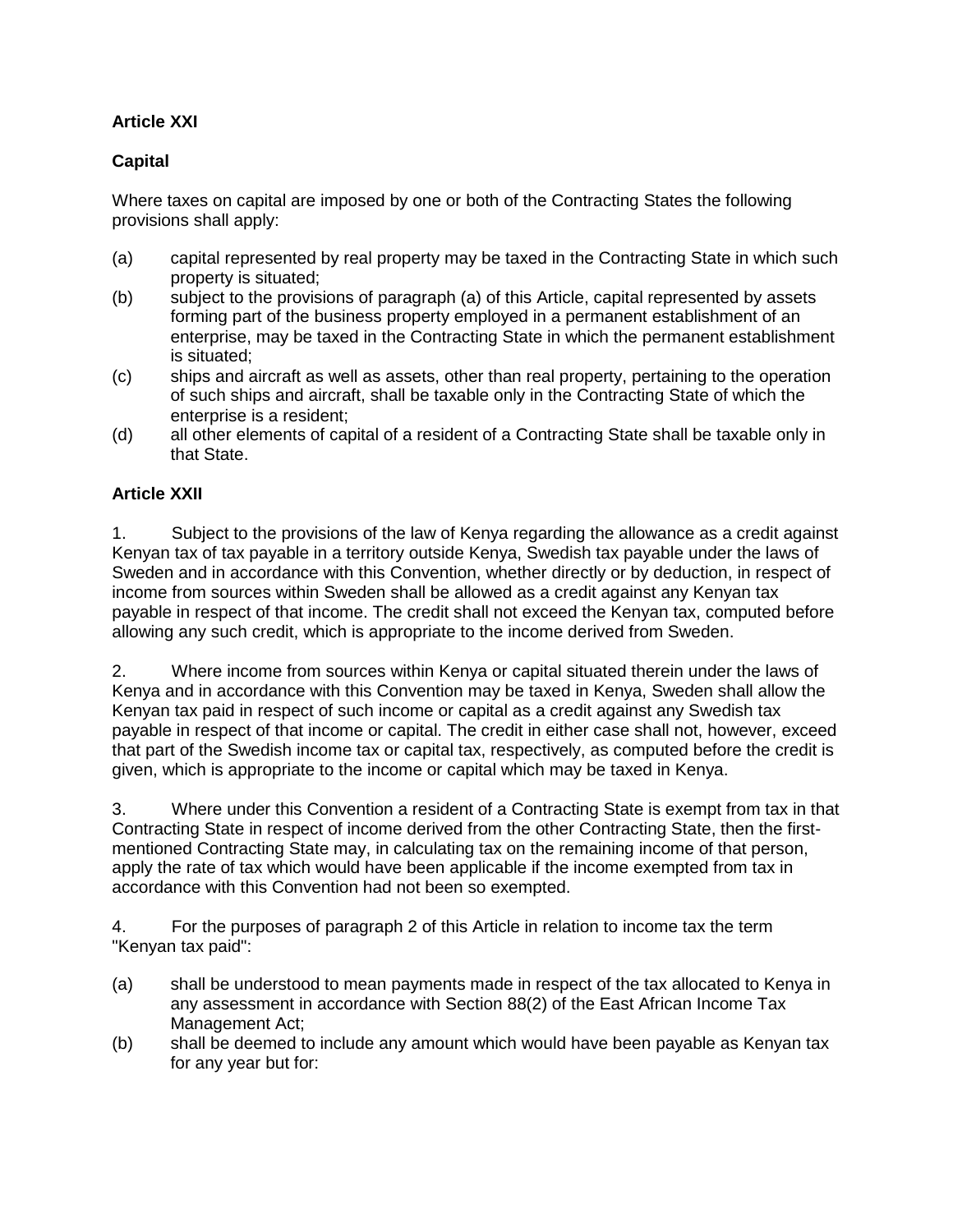**Article XXI**

**Capital**

Where taxes on capital are imposed by one or both of the Contracting States the following provisions shall apply:

(a) capital represented by real property may be taxed in the Contracting State in which such property is situated;

(b) subject to the provisions of paragraph (a) of this Article, capital represented by assets forming part of the business property employed in a permanent establishment of an enterprise, may be taxed in the Contracting State in which the permanent establishment is situated;

(c) ships and aircraft as well as assets, other than real property, pertaining to the operation of such ships and aircraft, shall be taxable only in the Contracting State of which the enterprise is a resident;

(d) all other elements of capital of a resident of a Contracting State shall be taxable only in that State.

**Article XXII**

1. Subject to the provisions of the law of Kenya regarding the allowance as a credit against Kenyan tax of tax payable in a territory outside Kenya, Swedish tax payable under the laws of Sweden and in accordance with this Convention, whether directly or by deduction, in respect of income from sources within Sweden shall be allowed as a credit against any Kenyan tax payable in respect of that income. The credit shall not exceed the Kenyan tax, computed before allowing any such credit, which is appropriate to the income derived from Sweden.

2. Where income from sources within Kenya or capital situated therein under the laws of Kenya and in accordance with this Convention may be taxed in Kenya, Sweden shall allow the Kenyan tax paid in respect of such income or capital as a credit against any Swedish tax payable in respect of that income or capital. The credit in either case shall not, however, exceed that part of the Swedish income tax or capital tax, respectively, as computed before the credit is given, which is appropriate to the income or capital which may be taxed in Kenya.

3. Where under this Convention a resident of a Contracting State is exempt from tax in that Contracting State in respect of income derived from the other Contracting State, then the first-mentioned Contracting State may, in calculating tax on the remaining income of that person, apply the rate of tax which would have been applicable if the income exempted from tax in accordance with this Convention had not been so exempted.

4. For the purposes of paragraph 2 of this Article in relation to income tax the term "Kenyan tax paid":

(a) shall be understood to mean payments made in respect of the tax allocated to Kenya in any assessment in accordance with Section 88(2) of the East African Income Tax Management Act;

(b) shall be deemed to include any amount which would have been payable as Kenyan tax for any year but for: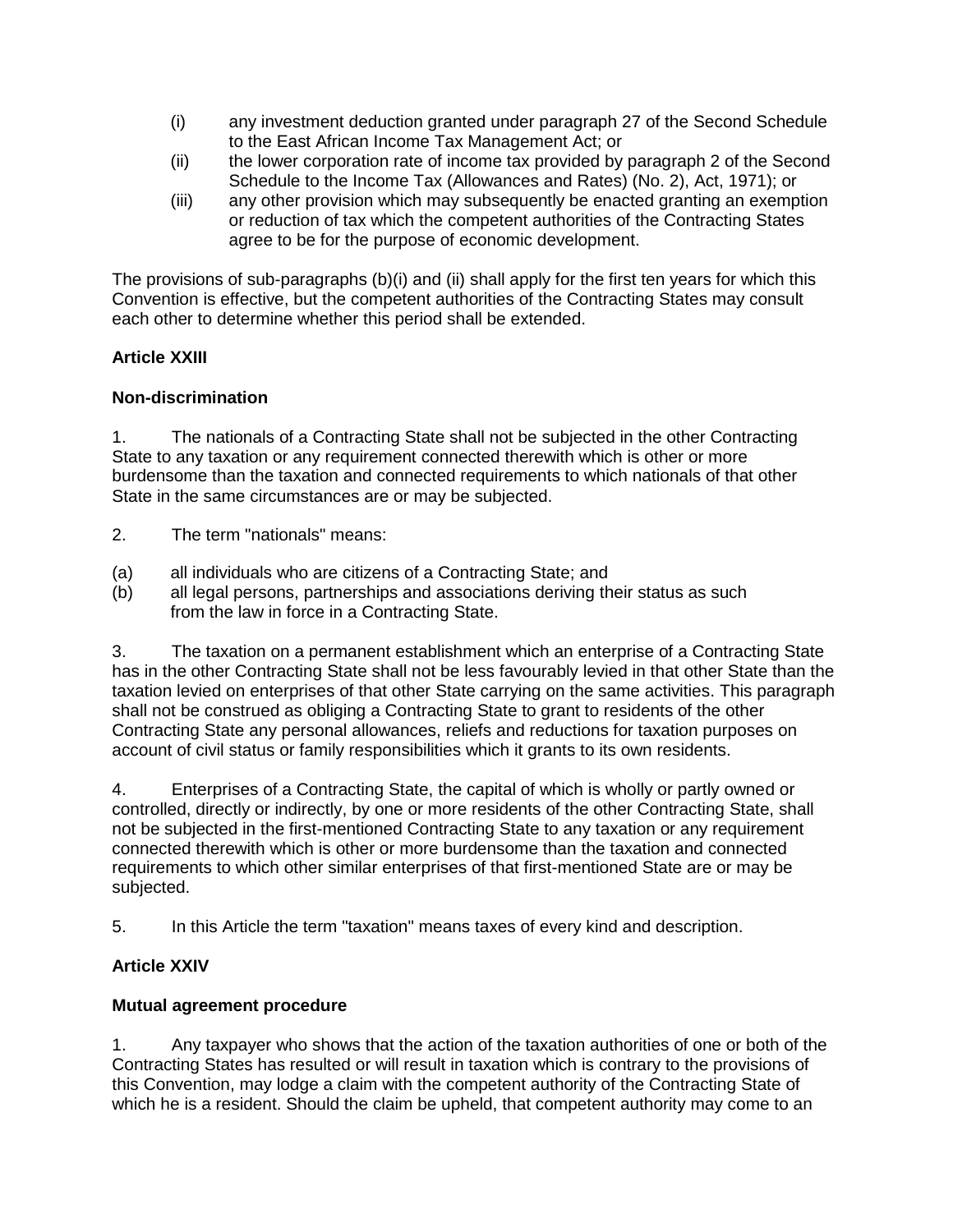(i) any investment deduction granted under paragraph 27 of the Second Schedule to the East African Income Tax Management Act; or

(ii) the lower corporation rate of income tax provided by paragraph 2 of the Second Schedule to the Income Tax (Allowances and Rates) (No. 2), Act, 1971); or

(iii) any other provision which may subsequently be enacted granting an exemption or reduction of tax which the competent authorities of the Contracting States agree to be for the purpose of economic development.

The provisions of sub-paragraphs (b)(i) and (ii) shall apply for the first ten years for which this Convention is effective, but the competent authorities of the Contracting States may consult each other to determine whether this period shall be extended.

**Article XXIII**

**Non-discrimination**

1. The nationals of a Contracting State shall not be subjected in the other Contracting State to any taxation or any requirement connected therewith which is other or more burdensome than the taxation and connected requirements to which nationals of that other State in the same circumstances are or may be subjected.

2. The term "nationals" means:

(a) all individuals who are citizens of a Contracting State; and

(b) all legal persons, partnerships and associations deriving their status as such from the law in force in a Contracting State.

3. The taxation on a permanent establishment which an enterprise of a Contracting State has in the other Contracting State shall not be less favourably levied in that other State than the taxation levied on enterprises of that other State carrying on the same activities. This paragraph shall not be construed as obliging a Contracting State to grant to residents of the other Contracting State any personal allowances, reliefs and reductions for taxation purposes on account of civil status or family responsibilities which it grants to its own residents.

4. Enterprises of a Contracting State, the capital of which is wholly or partly owned or controlled, directly or indirectly, by one or more residents of the other Contracting State, shall not be subjected in the first-mentioned Contracting State to any taxation or any requirement connected therewith which is other or more burdensome than the taxation and connected requirements to which other similar enterprises of that first-mentioned State are or may be subjected.

5. In this Article the term "taxation" means taxes of every kind and description.

**Article XXIV**

**Mutual agreement procedure**

1. Any taxpayer who shows that the action of the taxation authorities of one or both of the Contracting States has resulted or will result in taxation which is contrary to the provisions of this Convention, may lodge a claim with the competent authority of the Contracting State of which he is a resident. Should the claim be upheld, that competent authority may come to an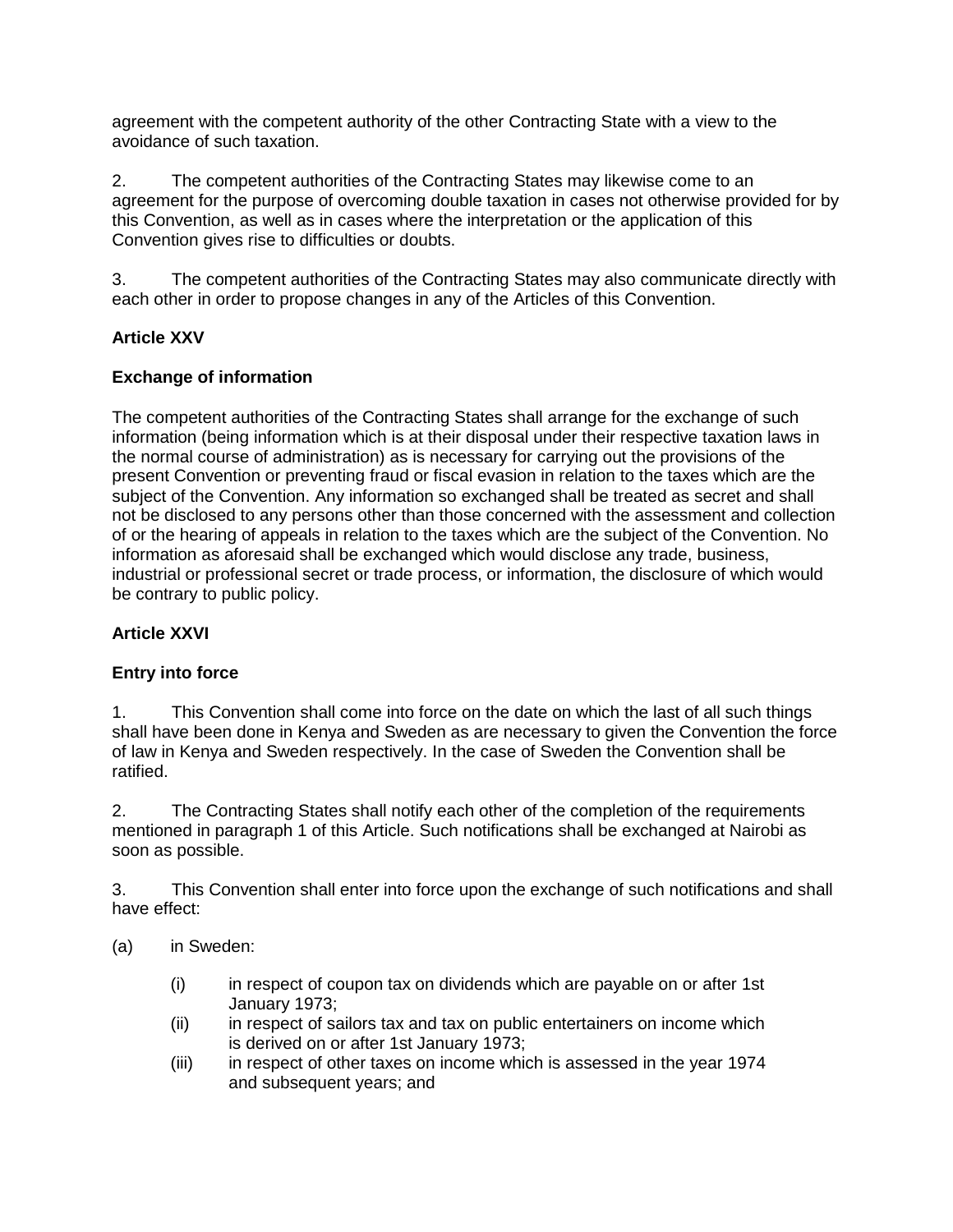agreement with the competent authority of the other Contracting State with a view to the avoidance of such taxation.

2. The competent authorities of the Contracting States may likewise come to an agreement for the purpose of overcoming double taxation in cases not otherwise provided for by this Convention, as well as in cases where the interpretation or the application of this Convention gives rise to difficulties or doubts.

3. The competent authorities of the Contracting States may also communicate directly with each other in order to propose changes in any of the Articles of this Convention.

**Article XXV**

**Exchange of information**

The competent authorities of the Contracting States shall arrange for the exchange of such information (being information which is at their disposal under their respective taxation laws in the normal course of administration) as is necessary for carrying out the provisions of the present Convention or preventing fraud or fiscal evasion in relation to the taxes which are the subject of the Convention. Any information so exchanged shall be treated as secret and shall not be disclosed to any persons other than those concerned with the assessment and collection of or the hearing of appeals in relation to the taxes which are the subject of the Convention. No information as aforesaid shall be exchanged which would disclose any trade, business, industrial or professional secret or trade process, or information, the disclosure of which would be contrary to public policy.

**Article XXVI**

**Entry into force**

1. This Convention shall come into force on the date on which the last of all such things shall have been done in Kenya and Sweden as are necessary to given the Convention the force of law in Kenya and Sweden respectively. In the case of Sweden the Convention shall be ratified.

2. The Contracting States shall notify each other of the completion of the requirements mentioned in paragraph 1 of this Article. Such notifications shall be exchanged at Nairobi as soon as possible.

3. This Convention shall enter into force upon the exchange of such notifications and shall have effect:

(a) in Sweden:

- (i) in respect of coupon tax on dividends which are payable on or after 1st January 1973;
- (ii) in respect of sailors tax and tax on public entertainers on income which is derived on or after 1st January 1973;
- (iii) in respect of other taxes on income which is assessed in the year 1974 and subsequent years; and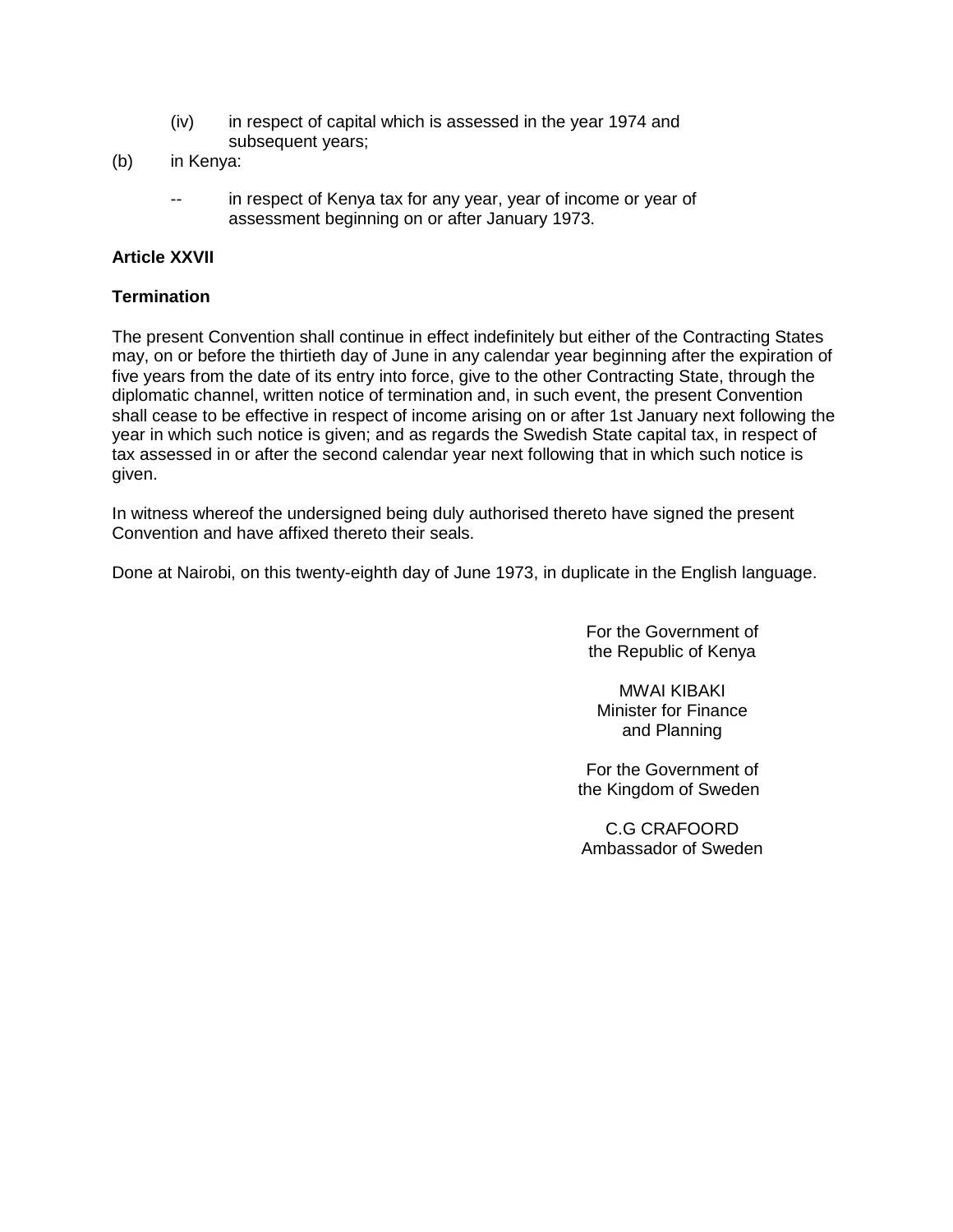(iv) in respect of capital which is assessed in the year 1974 and subsequent years;

(b) in Kenya:

-- in respect of Kenya tax for any year, year of income or year of assessment beginning on or after January 1973.

**Article XXVII**

**Termination**

The present Convention shall continue in effect indefinitely but either of the Contracting States may, on or before the thirtieth day of June in any calendar year beginning after the expiration of five years from the date of its entry into force, give to the other Contracting State, through the diplomatic channel, written notice of termination and, in such event, the present Convention shall cease to be effective in respect of income arising on or after 1st January next following the year in which such notice is given; and as regards the Swedish State capital tax, in respect of tax assessed in or after the second calendar year next following that in which such notice is given.

In witness whereof the undersigned being duly authorised thereto have signed the present Convention and have affixed thereto their seals.

Done at Nairobi, on this twenty-eighth day of June 1973, in duplicate in the English language.

For the Government of
the Republic of Kenya

MWAI KIBAKI
Minister for Finance
and Planning

For the Government of
the Kingdom of Sweden

C.G CRAFOORD
Ambassador of Sweden